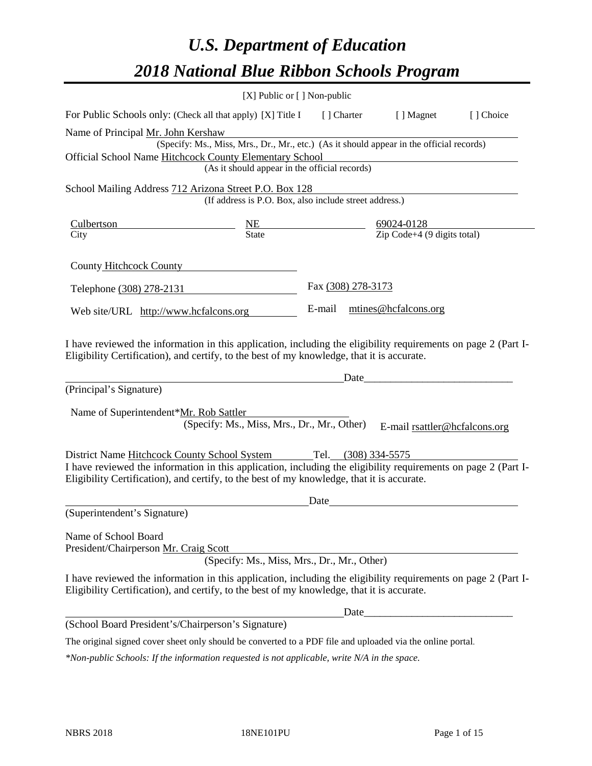# *U.S. Department of Education*

# *2018 National Blue Ribbon Schools Program*

[X] Public or [ ] Non-public

For Public Schools only: (Check all that apply) [X] Title I [ ] Charter [ ] Magnet [ ] Choice

Name of Principal Mr. John Kershaw
(Specify: Ms., Miss, Mrs., Dr., Mr., etc.) (As it should appear in the official records)

Official School Name Hitchcock County Elementary School
(As it should appear in the official records)

School Mailing Address 712 Arizona Street P.O. Box 128
(If address is P.O. Box, also include street address.)

| City | State | Zip Code+4 (9 digits total) |
|---|---|---|
| Culbertson | NE | 69024-0128 |

County Hitchcock County

Telephone (308) 278-2131 Fax (308) 278-3173

Web site/URL http://www.hcfalcons.org E-mail mtines@hcfalcons.org

I have reviewed the information in this application, including the eligibility requirements on page 2 (Part I-Eligibility Certification), and certify, to the best of my knowledge, that it is accurate.

_______________________________________ Date_______________________

(Principal's Signature)

Name of Superintendent*Mr. Rob Sattler
(Specify: Ms., Miss, Mrs., Dr., Mr., Other) E-mail rsattler@hcfalcons.org

District Name Hitchcock County School System Tel. (308) 334-5575

I have reviewed the information in this application, including the eligibility requirements on page 2 (Part I-Eligibility Certification), and certify, to the best of my knowledge, that it is accurate.

_______________________________________ Date_______________________

(Superintendent's Signature)

Name of School Board
President/Chairperson Mr. Craig Scott
(Specify: Ms., Miss, Mrs., Dr., Mr., Other)

I have reviewed the information in this application, including the eligibility requirements on page 2 (Part I-Eligibility Certification), and certify, to the best of my knowledge, that it is accurate.

_______________________________________ Date_______________________

(School Board President's/Chairperson's Signature)

The original signed cover sheet only should be converted to a PDF file and uploaded via the online portal.

*\*Non-public Schools: If the information requested is not applicable, write N/A in the space.*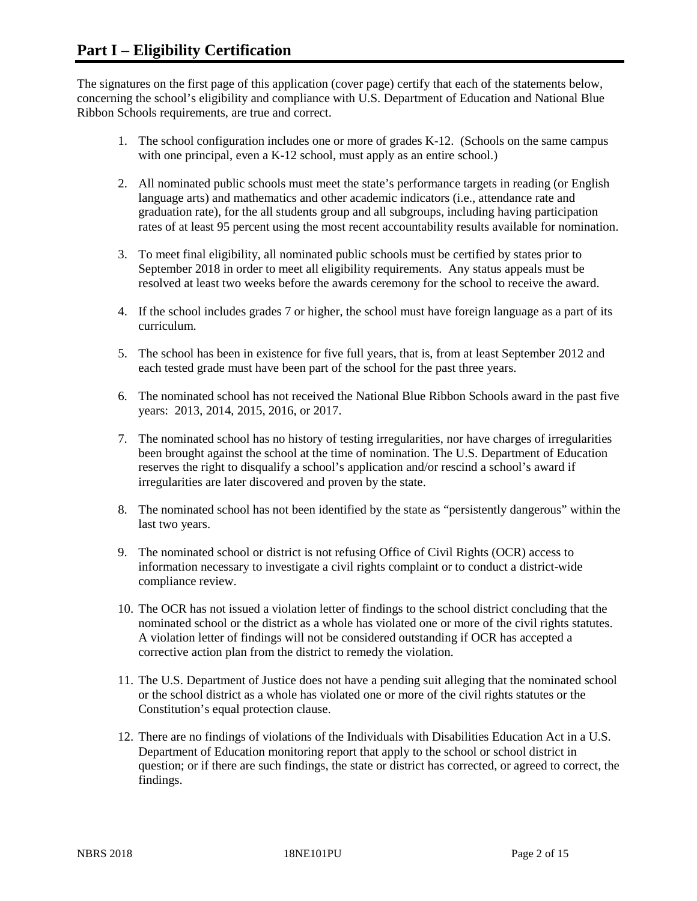# Part I – Eligibility Certification

The signatures on the first page of this application (cover page) certify that each of the statements below, concerning the school's eligibility and compliance with U.S. Department of Education and National Blue Ribbon Schools requirements, are true and correct.

1. The school configuration includes one or more of grades K-12. (Schools on the same campus with one principal, even a K-12 school, must apply as an entire school.)
2. All nominated public schools must meet the state's performance targets in reading (or English language arts) and mathematics and other academic indicators (i.e., attendance rate and graduation rate), for the all students group and all subgroups, including having participation rates of at least 95 percent using the most recent accountability results available for nomination.
3. To meet final eligibility, all nominated public schools must be certified by states prior to September 2018 in order to meet all eligibility requirements. Any status appeals must be resolved at least two weeks before the awards ceremony for the school to receive the award.
4. If the school includes grades 7 or higher, the school must have foreign language as a part of its curriculum.
5. The school has been in existence for five full years, that is, from at least September 2012 and each tested grade must have been part of the school for the past three years.
6. The nominated school has not received the National Blue Ribbon Schools award in the past five years: 2013, 2014, 2015, 2016, or 2017.
7. The nominated school has no history of testing irregularities, nor have charges of irregularities been brought against the school at the time of nomination. The U.S. Department of Education reserves the right to disqualify a school's application and/or rescind a school's award if irregularities are later discovered and proven by the state.
8. The nominated school has not been identified by the state as "persistently dangerous" within the last two years.
9. The nominated school or district is not refusing Office of Civil Rights (OCR) access to information necessary to investigate a civil rights complaint or to conduct a district-wide compliance review.
10. The OCR has not issued a violation letter of findings to the school district concluding that the nominated school or the district as a whole has violated one or more of the civil rights statutes. A violation letter of findings will not be considered outstanding if OCR has accepted a corrective action plan from the district to remedy the violation.
11. The U.S. Department of Justice does not have a pending suit alleging that the nominated school or the school district as a whole has violated one or more of the civil rights statutes or the Constitution's equal protection clause.
12. There are no findings of violations of the Individuals with Disabilities Education Act in a U.S. Department of Education monitoring report that apply to the school or school district in question; or if there are such findings, the state or district has corrected, or agreed to correct, the findings.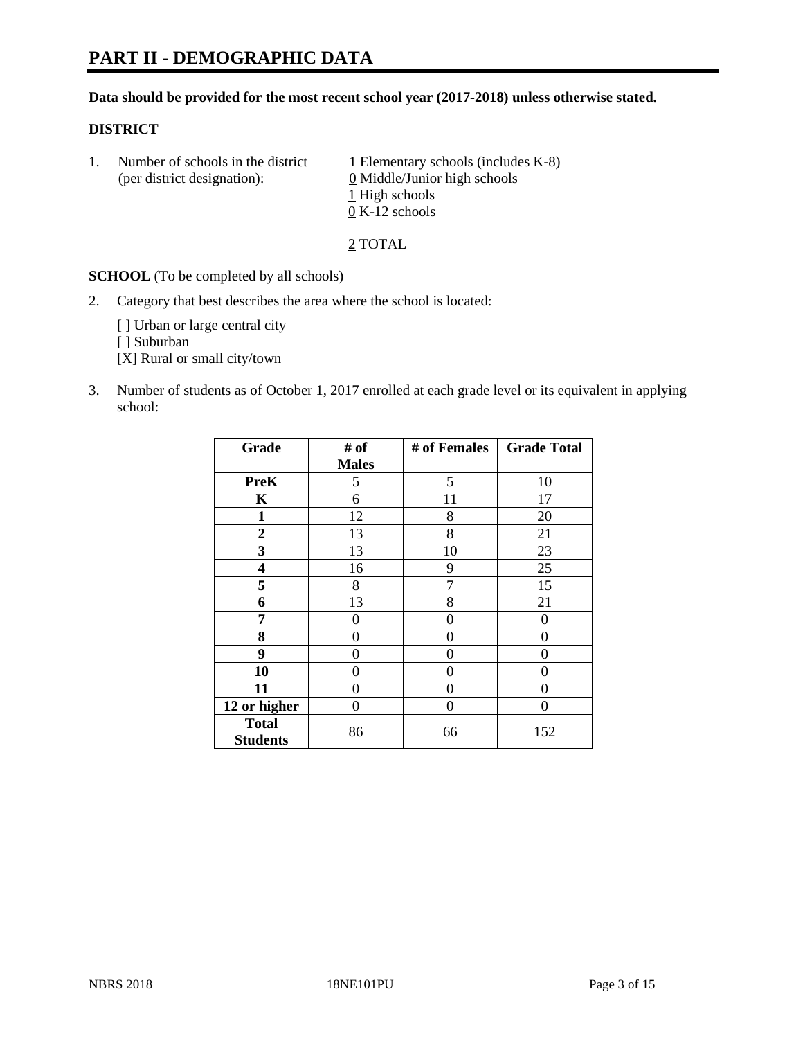# PART II - DEMOGRAPHIC DATA

**Data should be provided for the most recent school year (2017-2018) unless otherwise stated.**

**DISTRICT**

1. Number of schools in the district (per district designation):
   1 Elementary schools (includes K-8)
   0 Middle/Junior high schools
   1 High schools
   0 K-12 schools

   2 TOTAL

**SCHOOL** (To be completed by all schools)

2. Category that best describes the area where the school is located:

   [ ] Urban or large central city
   [ ] Suburban
   [X] Rural or small city/town

3. Number of students as of October 1, 2017 enrolled at each grade level or its equivalent in applying school:

| Grade | # of Males | # of Females | Grade Total |
|---|---|---|---|
| **PreK** | 5 | 5 | 10 |
| **K** | 6 | 11 | 17 |
| **1** | 12 | 8 | 20 |
| **2** | 13 | 8 | 21 |
| **3** | 13 | 10 | 23 |
| **4** | 16 | 9 | 25 |
| **5** | 8 | 7 | 15 |
| **6** | 13 | 8 | 21 |
| **7** | 0 | 0 | 0 |
| **8** | 0 | 0 | 0 |
| **9** | 0 | 0 | 0 |
| **10** | 0 | 0 | 0 |
| **11** | 0 | 0 | 0 |
| **12 or higher** | 0 | 0 | 0 |
| **Total Students** | 86 | 66 | 152 |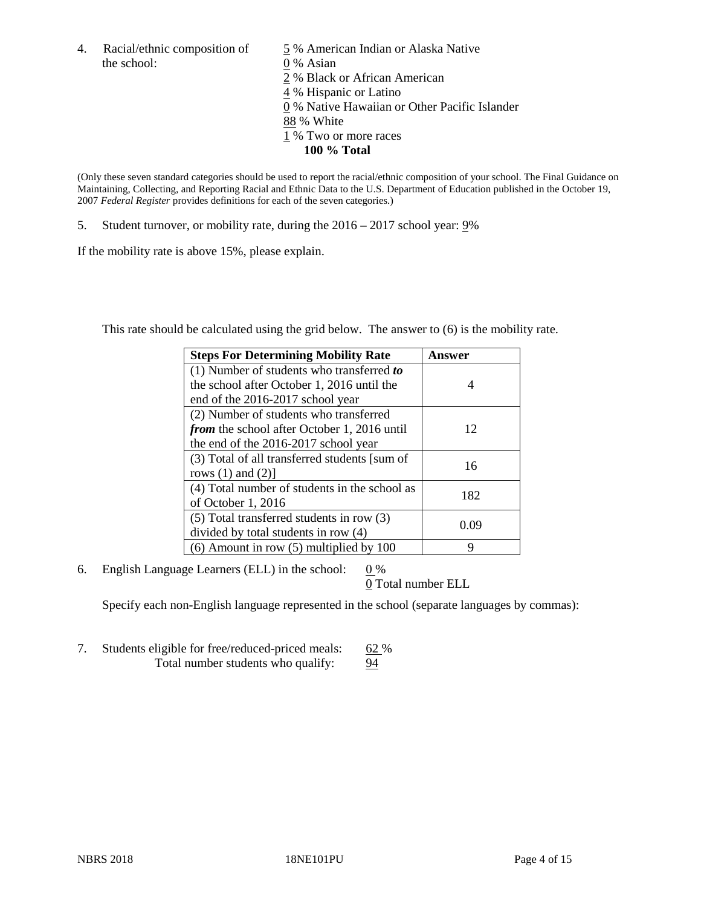4. Racial/ethnic composition of the school:

5 % American Indian or Alaska Native
0 % Asian
2 % Black or African American
4 % Hispanic or Latino
0 % Native Hawaiian or Other Pacific Islander
88 % White
1 % Two or more races
**100 % Total**

(Only these seven standard categories should be used to report the racial/ethnic composition of your school. The Final Guidance on Maintaining, Collecting, and Reporting Racial and Ethnic Data to the U.S. Department of Education published in the October 19, 2007 *Federal Register* provides definitions for each of the seven categories.)

5. Student turnover, or mobility rate, during the 2016 – 2017 school year: 9%

If the mobility rate is above 15%, please explain.

This rate should be calculated using the grid below. The answer to (6) is the mobility rate.

| **Steps For Determining Mobility Rate** | **Answer** |
|---|---|
| (1) Number of students who transferred ***to*** the school after October 1, 2016 until the end of the 2016-2017 school year | 4 |
| (2) Number of students who transferred ***from*** the school after October 1, 2016 until the end of the 2016-2017 school year | 12 |
| (3) Total of all transferred students [sum of rows (1) and (2)] | 16 |
| (4) Total number of students in the school as of October 1, 2016 | 182 |
| (5) Total transferred students in row (3) divided by total students in row (4) | 0.09 |
| (6) Amount in row (5) multiplied by 100 | 9 |

6. English Language Learners (ELL) in the school: 0 %
0 Total number ELL

Specify each non-English language represented in the school (separate languages by commas):

7. Students eligible for free/reduced-priced meals: 62 %
Total number students who qualify: 94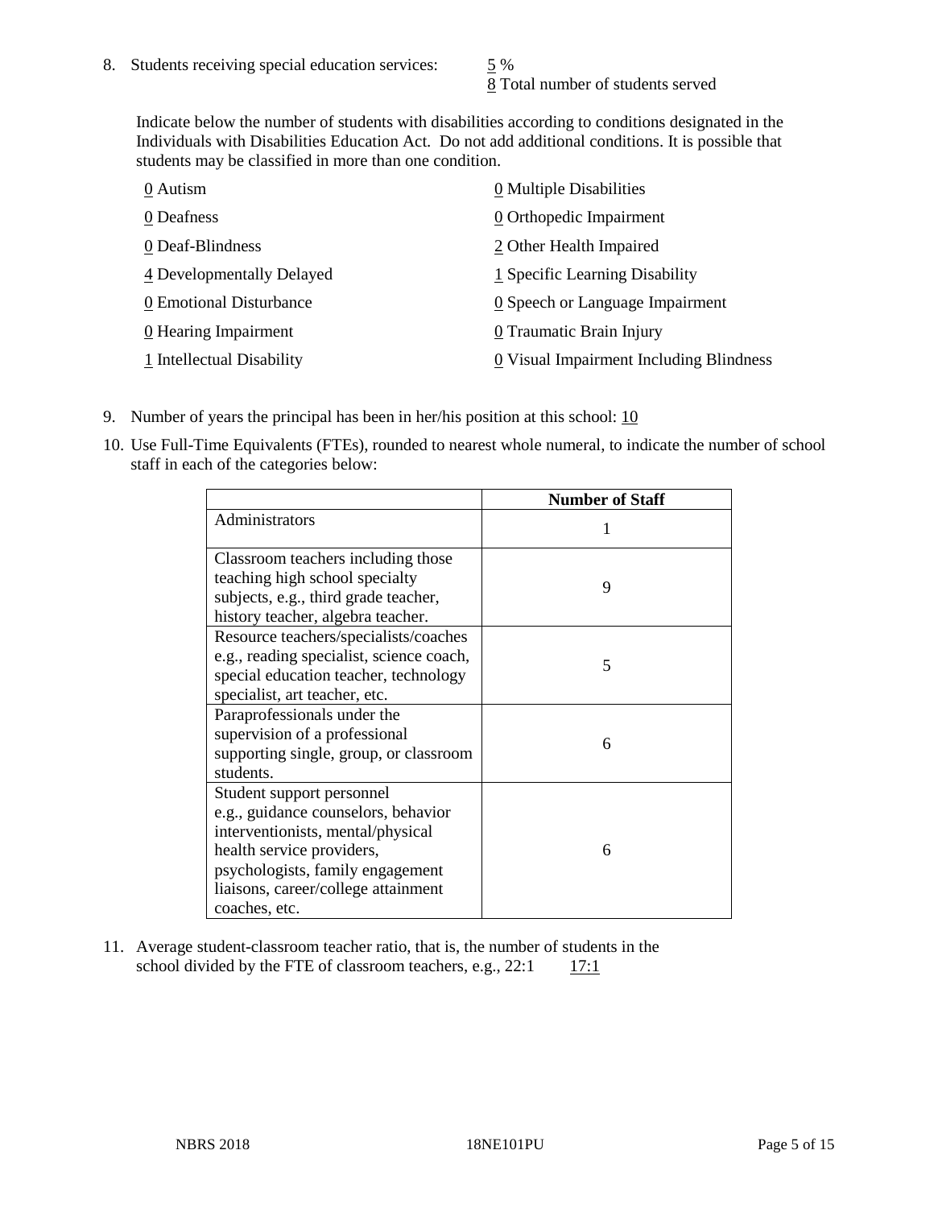8. Students receiving special education services: 5 %
   8 Total number of students served

   Indicate below the number of students with disabilities according to conditions designated in the Individuals with Disabilities Education Act. Do not add additional conditions. It is possible that students may be classified in more than one condition.

   0 Autism
   0 Deafness
   0 Deaf-Blindness
   4 Developmentally Delayed
   0 Emotional Disturbance
   0 Hearing Impairment
   1 Intellectual Disability
   0 Multiple Disabilities
   0 Orthopedic Impairment
   2 Other Health Impaired
   1 Specific Learning Disability
   0 Speech or Language Impairment
   0 Traumatic Brain Injury
   0 Visual Impairment Including Blindness

9. Number of years the principal has been in her/his position at this school: 10

10. Use Full-Time Equivalents (FTEs), rounded to nearest whole numeral, to indicate the number of school staff in each of the categories below:

| | Number of Staff |
|---|---|
| Administrators | 1 |
| Classroom teachers including those teaching high school specialty subjects, e.g., third grade teacher, history teacher, algebra teacher. | 9 |
| Resource teachers/specialists/coaches e.g., reading specialist, science coach, special education teacher, technology specialist, art teacher, etc. | 5 |
| Paraprofessionals under the supervision of a professional supporting single, group, or classroom students. | 6 |
| Student support personnel e.g., guidance counselors, behavior interventionists, mental/physical health service providers, psychologists, family engagement liaisons, career/college attainment coaches, etc. | 6 |

11. Average student-classroom teacher ratio, that is, the number of students in the school divided by the FTE of classroom teachers, e.g., 22:1 17:1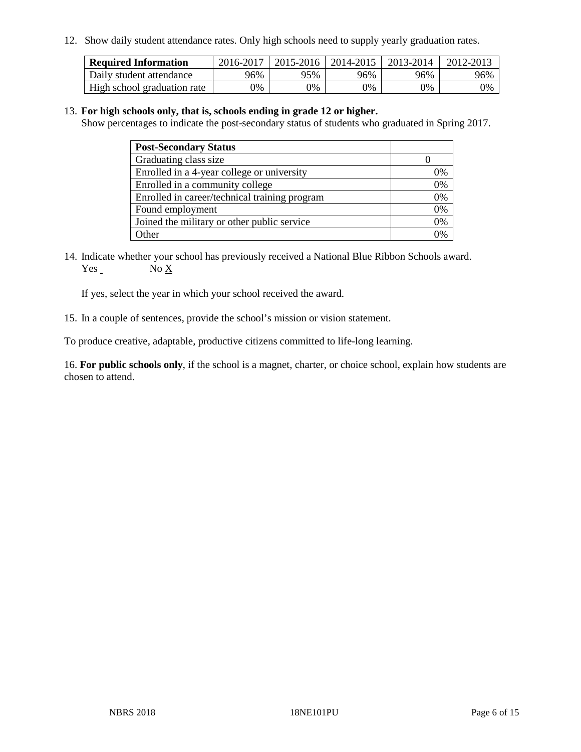12. Show daily student attendance rates. Only high schools need to supply yearly graduation rates.

| Required Information | 2016-2017 | 2015-2016 | 2014-2015 | 2013-2014 | 2012-2013 |
|---|---|---|---|---|---|
| Daily student attendance | 96% | 95% | 96% | 96% | 96% |
| High school graduation rate | 0% | 0% | 0% | 0% | 0% |

13. **For high schools only, that is, schools ending in grade 12 or higher.**
Show percentages to indicate the post-secondary status of students who graduated in Spring 2017.

| Post-Secondary Status | |
|---|---|
| Graduating class size | 0 |
| Enrolled in a 4-year college or university | 0% |
| Enrolled in a community college | 0% |
| Enrolled in career/technical training program | 0% |
| Found employment | 0% |
| Joined the military or other public service | 0% |
| Other | 0% |

14. Indicate whether your school has previously received a National Blue Ribbon Schools award.
Yes ___ No X

If yes, select the year in which your school received the award.

15. In a couple of sentences, provide the school's mission or vision statement.

To produce creative, adaptable, productive citizens committed to life-long learning.

16. **For public schools only**, if the school is a magnet, charter, or choice school, explain how students are chosen to attend.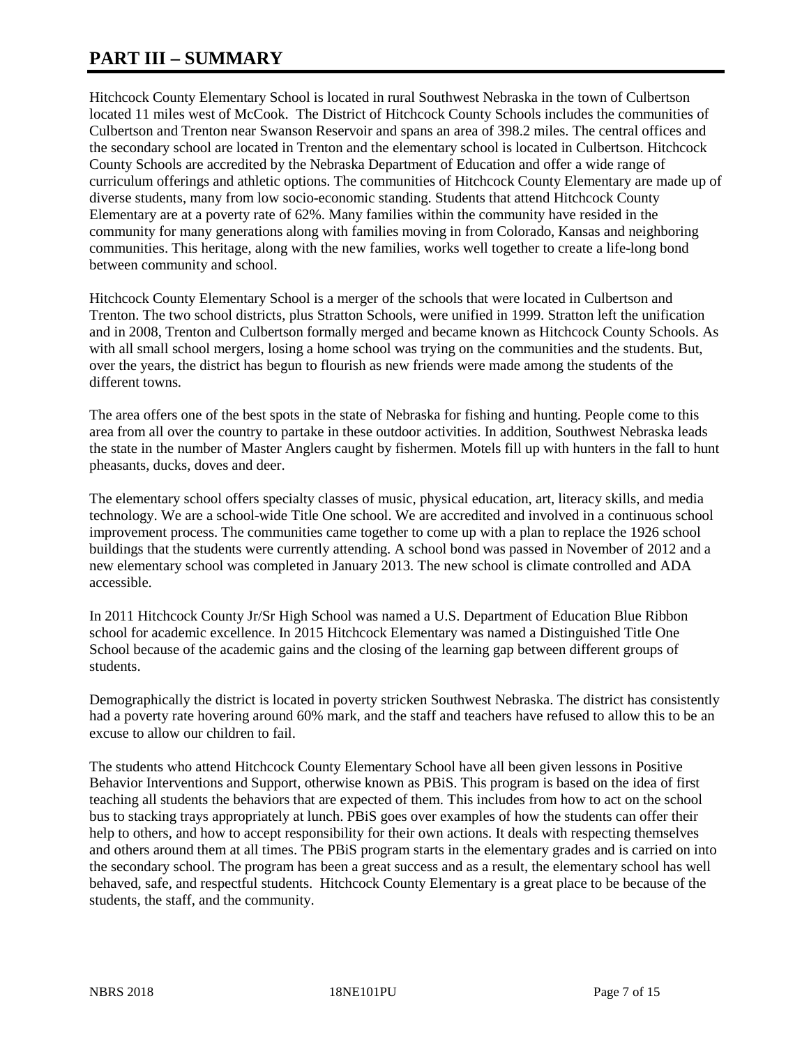# PART III – SUMMARY

Hitchcock County Elementary School is located in rural Southwest Nebraska in the town of Culbertson located 11 miles west of McCook. The District of Hitchcock County Schools includes the communities of Culbertson and Trenton near Swanson Reservoir and spans an area of 398.2 miles. The central offices and the secondary school are located in Trenton and the elementary school is located in Culbertson. Hitchcock County Schools are accredited by the Nebraska Department of Education and offer a wide range of curriculum offerings and athletic options. The communities of Hitchcock County Elementary are made up of diverse students, many from low socio-economic standing. Students that attend Hitchcock County Elementary are at a poverty rate of 62%. Many families within the community have resided in the community for many generations along with families moving in from Colorado, Kansas and neighboring communities. This heritage, along with the new families, works well together to create a life-long bond between community and school.

Hitchcock County Elementary School is a merger of the schools that were located in Culbertson and Trenton. The two school districts, plus Stratton Schools, were unified in 1999. Stratton left the unification and in 2008, Trenton and Culbertson formally merged and became known as Hitchcock County Schools. As with all small school mergers, losing a home school was trying on the communities and the students. But, over the years, the district has begun to flourish as new friends were made among the students of the different towns.

The area offers one of the best spots in the state of Nebraska for fishing and hunting. People come to this area from all over the country to partake in these outdoor activities. In addition, Southwest Nebraska leads the state in the number of Master Anglers caught by fishermen. Motels fill up with hunters in the fall to hunt pheasants, ducks, doves and deer.

The elementary school offers specialty classes of music, physical education, art, literacy skills, and media technology. We are a school-wide Title One school. We are accredited and involved in a continuous school improvement process. The communities came together to come up with a plan to replace the 1926 school buildings that the students were currently attending. A school bond was passed in November of 2012 and a new elementary school was completed in January 2013. The new school is climate controlled and ADA accessible.

In 2011 Hitchcock County Jr/Sr High School was named a U.S. Department of Education Blue Ribbon school for academic excellence. In 2015 Hitchcock Elementary was named a Distinguished Title One School because of the academic gains and the closing of the learning gap between different groups of students.

Demographically the district is located in poverty stricken Southwest Nebraska. The district has consistently had a poverty rate hovering around 60% mark, and the staff and teachers have refused to allow this to be an excuse to allow our children to fail.

The students who attend Hitchcock County Elementary School have all been given lessons in Positive Behavior Interventions and Support, otherwise known as PBiS. This program is based on the idea of first teaching all students the behaviors that are expected of them. This includes from how to act on the school bus to stacking trays appropriately at lunch. PBiS goes over examples of how the students can offer their help to others, and how to accept responsibility for their own actions. It deals with respecting themselves and others around them at all times. The PBiS program starts in the elementary grades and is carried on into the secondary school. The program has been a great success and as a result, the elementary school has well behaved, safe, and respectful students. Hitchcock County Elementary is a great place to be because of the students, the staff, and the community.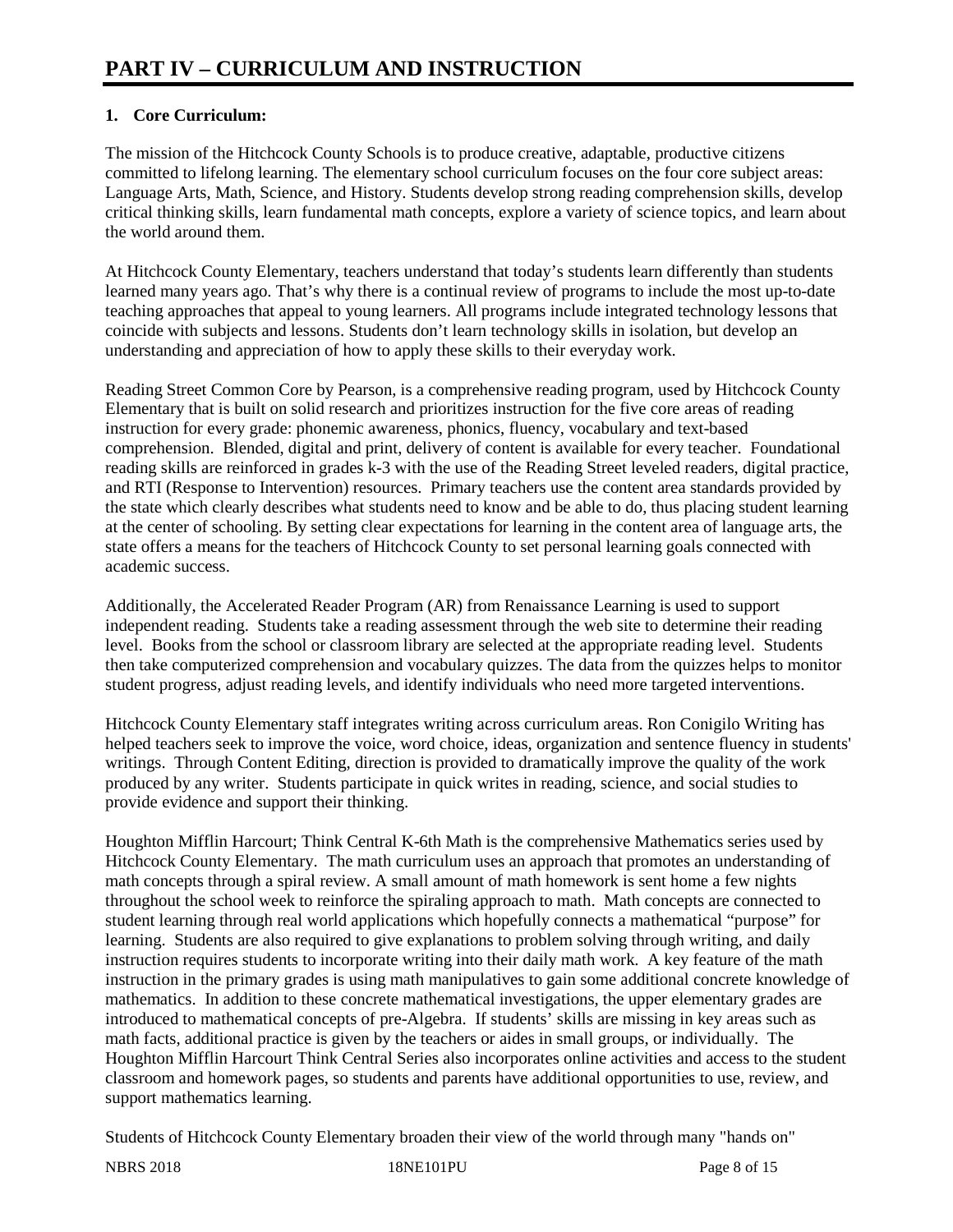# PART IV – CURRICULUM AND INSTRUCTION

**1. Core Curriculum:**

The mission of the Hitchcock County Schools is to produce creative, adaptable, productive citizens committed to lifelong learning. The elementary school curriculum focuses on the four core subject areas: Language Arts, Math, Science, and History. Students develop strong reading comprehension skills, develop critical thinking skills, learn fundamental math concepts, explore a variety of science topics, and learn about the world around them.

At Hitchcock County Elementary, teachers understand that today's students learn differently than students learned many years ago. That's why there is a continual review of programs to include the most up-to-date teaching approaches that appeal to young learners. All programs include integrated technology lessons that coincide with subjects and lessons. Students don't learn technology skills in isolation, but develop an understanding and appreciation of how to apply these skills to their everyday work.

Reading Street Common Core by Pearson, is a comprehensive reading program, used by Hitchcock County Elementary that is built on solid research and prioritizes instruction for the five core areas of reading instruction for every grade: phonemic awareness, phonics, fluency, vocabulary and text-based comprehension. Blended, digital and print, delivery of content is available for every teacher. Foundational reading skills are reinforced in grades k-3 with the use of the Reading Street leveled readers, digital practice, and RTI (Response to Intervention) resources. Primary teachers use the content area standards provided by the state which clearly describes what students need to know and be able to do, thus placing student learning at the center of schooling. By setting clear expectations for learning in the content area of language arts, the state offers a means for the teachers of Hitchcock County to set personal learning goals connected with academic success.

Additionally, the Accelerated Reader Program (AR) from Renaissance Learning is used to support independent reading. Students take a reading assessment through the web site to determine their reading level. Books from the school or classroom library are selected at the appropriate reading level. Students then take computerized comprehension and vocabulary quizzes. The data from the quizzes helps to monitor student progress, adjust reading levels, and identify individuals who need more targeted interventions.

Hitchcock County Elementary staff integrates writing across curriculum areas. Ron Conigilo Writing has helped teachers seek to improve the voice, word choice, ideas, organization and sentence fluency in students' writings. Through Content Editing, direction is provided to dramatically improve the quality of the work produced by any writer. Students participate in quick writes in reading, science, and social studies to provide evidence and support their thinking.

Houghton Mifflin Harcourt; Think Central K-6th Math is the comprehensive Mathematics series used by Hitchcock County Elementary. The math curriculum uses an approach that promotes an understanding of math concepts through a spiral review. A small amount of math homework is sent home a few nights throughout the school week to reinforce the spiraling approach to math. Math concepts are connected to student learning through real world applications which hopefully connects a mathematical "purpose" for learning. Students are also required to give explanations to problem solving through writing, and daily instruction requires students to incorporate writing into their daily math work. A key feature of the math instruction in the primary grades is using math manipulatives to gain some additional concrete knowledge of mathematics. In addition to these concrete mathematical investigations, the upper elementary grades are introduced to mathematical concepts of pre-Algebra. If students' skills are missing in key areas such as math facts, additional practice is given by the teachers or aides in small groups, or individually. The Houghton Mifflin Harcourt Think Central Series also incorporates online activities and access to the student classroom and homework pages, so students and parents have additional opportunities to use, review, and support mathematics learning.

Students of Hitchcock County Elementary broaden their view of the world through many "hands on"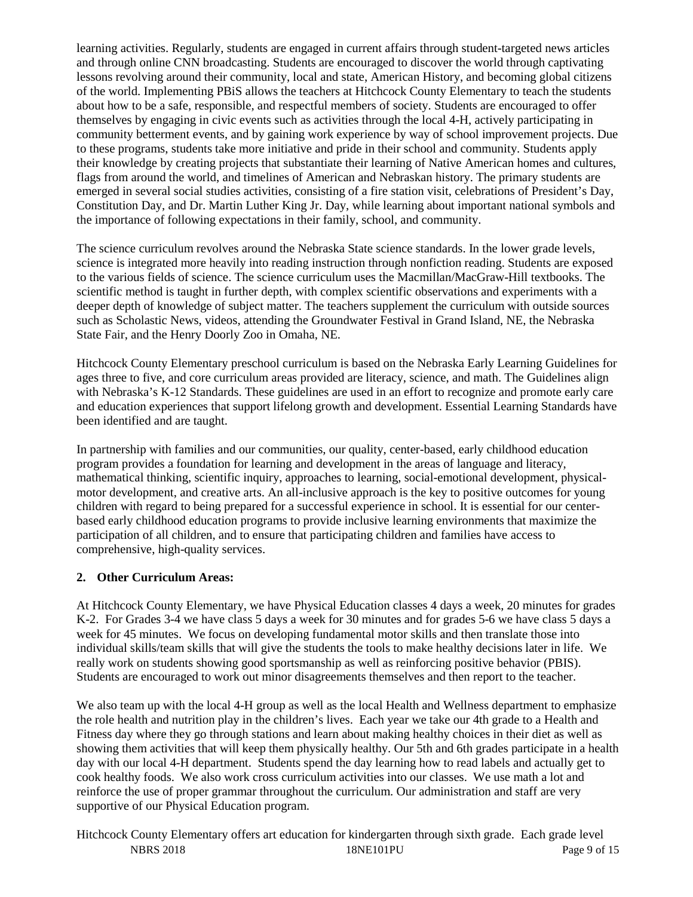learning activities. Regularly, students are engaged in current affairs through student-targeted news articles and through online CNN broadcasting. Students are encouraged to discover the world through captivating lessons revolving around their community, local and state, American History, and becoming global citizens of the world. Implementing PBiS allows the teachers at Hitchcock County Elementary to teach the students about how to be a safe, responsible, and respectful members of society. Students are encouraged to offer themselves by engaging in civic events such as activities through the local 4-H, actively participating in community betterment events, and by gaining work experience by way of school improvement projects. Due to these programs, students take more initiative and pride in their school and community. Students apply their knowledge by creating projects that substantiate their learning of Native American homes and cultures, flags from around the world, and timelines of American and Nebraskan history. The primary students are emerged in several social studies activities, consisting of a fire station visit, celebrations of President's Day, Constitution Day, and Dr. Martin Luther King Jr. Day, while learning about important national symbols and the importance of following expectations in their family, school, and community.

The science curriculum revolves around the Nebraska State science standards. In the lower grade levels, science is integrated more heavily into reading instruction through nonfiction reading. Students are exposed to the various fields of science. The science curriculum uses the Macmillan/MacGraw-Hill textbooks. The scientific method is taught in further depth, with complex scientific observations and experiments with a deeper depth of knowledge of subject matter. The teachers supplement the curriculum with outside sources such as Scholastic News, videos, attending the Groundwater Festival in Grand Island, NE, the Nebraska State Fair, and the Henry Doorly Zoo in Omaha, NE.

Hitchcock County Elementary preschool curriculum is based on the Nebraska Early Learning Guidelines for ages three to five, and core curriculum areas provided are literacy, science, and math. The Guidelines align with Nebraska's K-12 Standards. These guidelines are used in an effort to recognize and promote early care and education experiences that support lifelong growth and development. Essential Learning Standards have been identified and are taught.

In partnership with families and our communities, our quality, center-based, early childhood education program provides a foundation for learning and development in the areas of language and literacy, mathematical thinking, scientific inquiry, approaches to learning, social-emotional development, physical-motor development, and creative arts. An all-inclusive approach is the key to positive outcomes for young children with regard to being prepared for a successful experience in school. It is essential for our center-based early childhood education programs to provide inclusive learning environments that maximize the participation of all children, and to ensure that participating children and families have access to comprehensive, high-quality services.

**2. Other Curriculum Areas:**

At Hitchcock County Elementary, we have Physical Education classes 4 days a week, 20 minutes for grades K-2. For Grades 3-4 we have class 5 days a week for 30 minutes and for grades 5-6 we have class 5 days a week for 45 minutes. We focus on developing fundamental motor skills and then translate those into individual skills/team skills that will give the students the tools to make healthy decisions later in life. We really work on students showing good sportsmanship as well as reinforcing positive behavior (PBIS). Students are encouraged to work out minor disagreements themselves and then report to the teacher.

We also team up with the local 4-H group as well as the local Health and Wellness department to emphasize the role health and nutrition play in the children's lives. Each year we take our 4th grade to a Health and Fitness day where they go through stations and learn about making healthy choices in their diet as well as showing them activities that will keep them physically healthy. Our 5th and 6th grades participate in a health day with our local 4-H department. Students spend the day learning how to read labels and actually get to cook healthy foods. We also work cross curriculum activities into our classes. We use math a lot and reinforce the use of proper grammar throughout the curriculum. Our administration and staff are very supportive of our Physical Education program.

Hitchcock County Elementary offers art education for kindergarten through sixth grade. Each grade level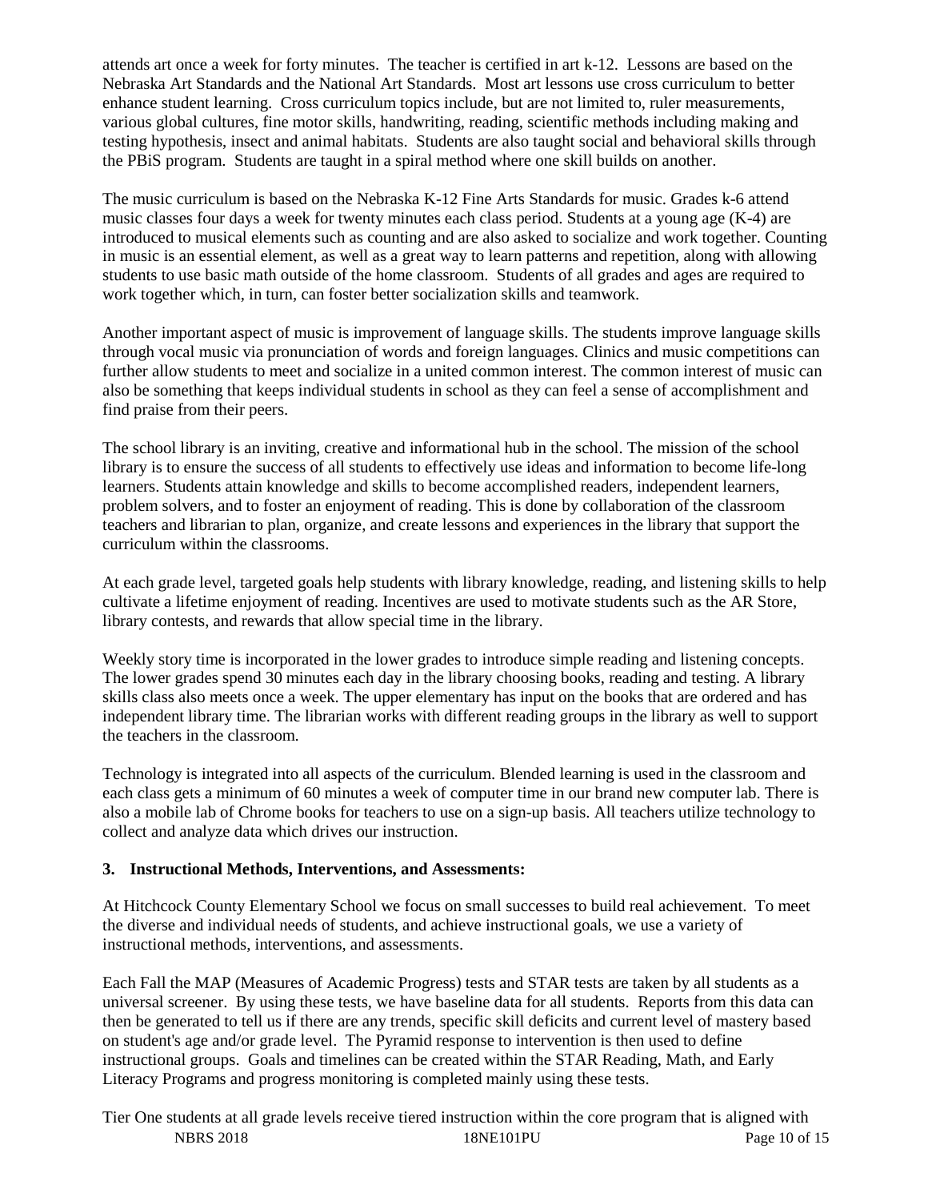attends art once a week for forty minutes. The teacher is certified in art k-12. Lessons are based on the Nebraska Art Standards and the National Art Standards. Most art lessons use cross curriculum to better enhance student learning. Cross curriculum topics include, but are not limited to, ruler measurements, various global cultures, fine motor skills, handwriting, reading, scientific methods including making and testing hypothesis, insect and animal habitats. Students are also taught social and behavioral skills through the PBiS program. Students are taught in a spiral method where one skill builds on another.

The music curriculum is based on the Nebraska K-12 Fine Arts Standards for music. Grades k-6 attend music classes four days a week for twenty minutes each class period. Students at a young age (K-4) are introduced to musical elements such as counting and are also asked to socialize and work together. Counting in music is an essential element, as well as a great way to learn patterns and repetition, along with allowing students to use basic math outside of the home classroom. Students of all grades and ages are required to work together which, in turn, can foster better socialization skills and teamwork.

Another important aspect of music is improvement of language skills. The students improve language skills through vocal music via pronunciation of words and foreign languages. Clinics and music competitions can further allow students to meet and socialize in a united common interest. The common interest of music can also be something that keeps individual students in school as they can feel a sense of accomplishment and find praise from their peers.

The school library is an inviting, creative and informational hub in the school. The mission of the school library is to ensure the success of all students to effectively use ideas and information to become life-long learners. Students attain knowledge and skills to become accomplished readers, independent learners, problem solvers, and to foster an enjoyment of reading. This is done by collaboration of the classroom teachers and librarian to plan, organize, and create lessons and experiences in the library that support the curriculum within the classrooms.

At each grade level, targeted goals help students with library knowledge, reading, and listening skills to help cultivate a lifetime enjoyment of reading. Incentives are used to motivate students such as the AR Store, library contests, and rewards that allow special time in the library.

Weekly story time is incorporated in the lower grades to introduce simple reading and listening concepts. The lower grades spend 30 minutes each day in the library choosing books, reading and testing. A library skills class also meets once a week. The upper elementary has input on the books that are ordered and has independent library time. The librarian works with different reading groups in the library as well to support the teachers in the classroom.

Technology is integrated into all aspects of the curriculum. Blended learning is used in the classroom and each class gets a minimum of 60 minutes a week of computer time in our brand new computer lab. There is also a mobile lab of Chrome books for teachers to use on a sign-up basis. All teachers utilize technology to collect and analyze data which drives our instruction.

### 3. Instructional Methods, Interventions, and Assessments:

At Hitchcock County Elementary School we focus on small successes to build real achievement. To meet the diverse and individual needs of students, and achieve instructional goals, we use a variety of instructional methods, interventions, and assessments.

Each Fall the MAP (Measures of Academic Progress) tests and STAR tests are taken by all students as a universal screener. By using these tests, we have baseline data for all students. Reports from this data can then be generated to tell us if there are any trends, specific skill deficits and current level of mastery based on student's age and/or grade level. The Pyramid response to intervention is then used to define instructional groups. Goals and timelines can be created within the STAR Reading, Math, and Early Literacy Programs and progress monitoring is completed mainly using these tests.

Tier One students at all grade levels receive tiered instruction within the core program that is aligned with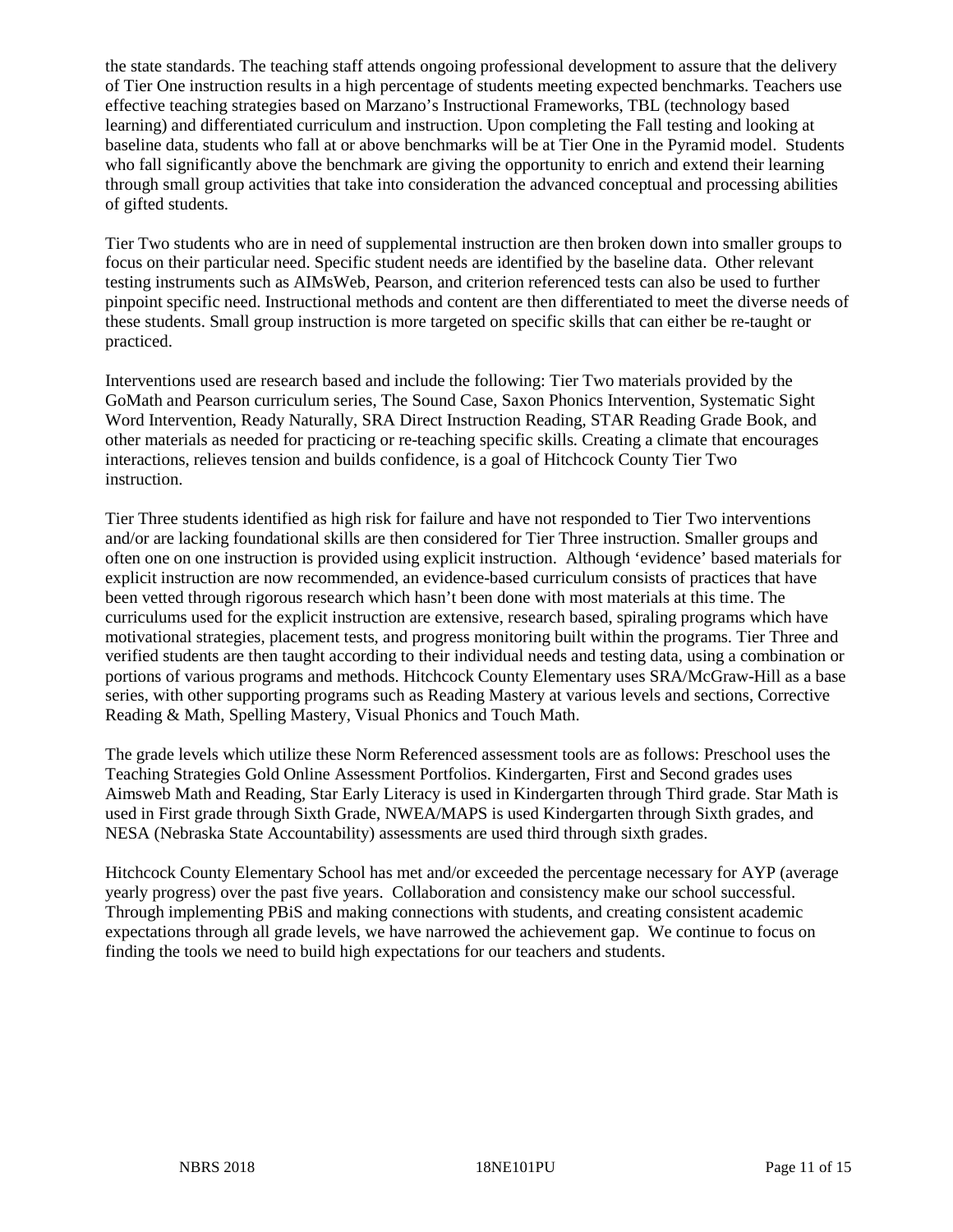the state standards. The teaching staff attends ongoing professional development to assure that the delivery of Tier One instruction results in a high percentage of students meeting expected benchmarks. Teachers use effective teaching strategies based on Marzano's Instructional Frameworks, TBL (technology based learning) and differentiated curriculum and instruction. Upon completing the Fall testing and looking at baseline data, students who fall at or above benchmarks will be at Tier One in the Pyramid model. Students who fall significantly above the benchmark are giving the opportunity to enrich and extend their learning through small group activities that take into consideration the advanced conceptual and processing abilities of gifted students.

Tier Two students who are in need of supplemental instruction are then broken down into smaller groups to focus on their particular need. Specific student needs are identified by the baseline data. Other relevant testing instruments such as AIMsWeb, Pearson, and criterion referenced tests can also be used to further pinpoint specific need. Instructional methods and content are then differentiated to meet the diverse needs of these students. Small group instruction is more targeted on specific skills that can either be re-taught or practiced.

Interventions used are research based and include the following: Tier Two materials provided by the GoMath and Pearson curriculum series, The Sound Case, Saxon Phonics Intervention, Systematic Sight Word Intervention, Ready Naturally, SRA Direct Instruction Reading, STAR Reading Grade Book, and other materials as needed for practicing or re-teaching specific skills. Creating a climate that encourages interactions, relieves tension and builds confidence, is a goal of Hitchcock County Tier Two instruction.

Tier Three students identified as high risk for failure and have not responded to Tier Two interventions and/or are lacking foundational skills are then considered for Tier Three instruction. Smaller groups and often one on one instruction is provided using explicit instruction. Although 'evidence' based materials for explicit instruction are now recommended, an evidence-based curriculum consists of practices that have been vetted through rigorous research which hasn't been done with most materials at this time. The curriculums used for the explicit instruction are extensive, research based, spiraling programs which have motivational strategies, placement tests, and progress monitoring built within the programs. Tier Three and verified students are then taught according to their individual needs and testing data, using a combination or portions of various programs and methods. Hitchcock County Elementary uses SRA/McGraw-Hill as a base series, with other supporting programs such as Reading Mastery at various levels and sections, Corrective Reading & Math, Spelling Mastery, Visual Phonics and Touch Math.

The grade levels which utilize these Norm Referenced assessment tools are as follows: Preschool uses the Teaching Strategies Gold Online Assessment Portfolios. Kindergarten, First and Second grades uses Aimsweb Math and Reading, Star Early Literacy is used in Kindergarten through Third grade. Star Math is used in First grade through Sixth Grade, NWEA/MAPS is used Kindergarten through Sixth grades, and NESA (Nebraska State Accountability) assessments are used third through sixth grades.

Hitchcock County Elementary School has met and/or exceeded the percentage necessary for AYP (average yearly progress) over the past five years. Collaboration and consistency make our school successful. Through implementing PBiS and making connections with students, and creating consistent academic expectations through all grade levels, we have narrowed the achievement gap. We continue to focus on finding the tools we need to build high expectations for our teachers and students.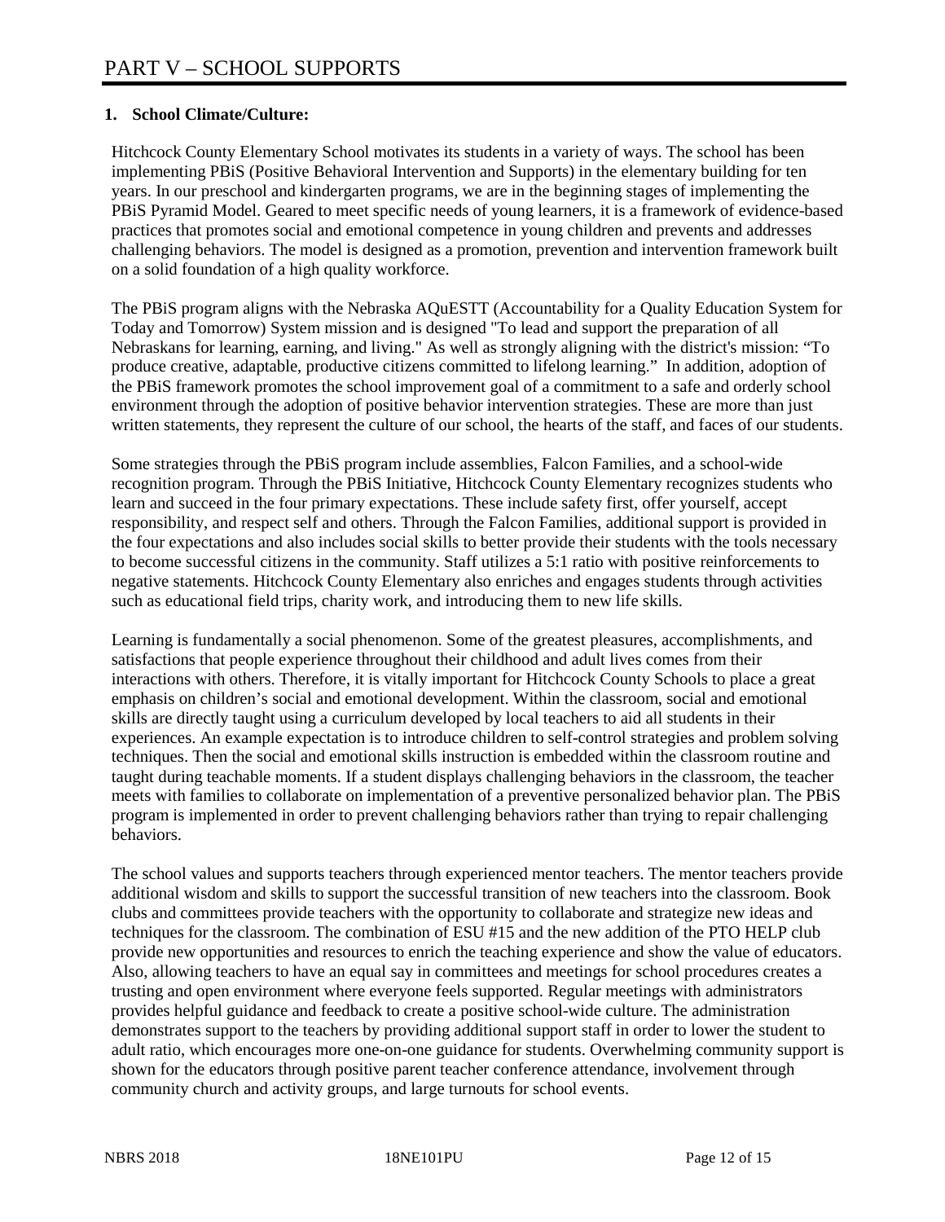# PART V – SCHOOL SUPPORTS

**1. School Climate/Culture:**

Hitchcock County Elementary School motivates its students in a variety of ways. The school has been implementing PBiS (Positive Behavioral Intervention and Supports) in the elementary building for ten years. In our preschool and kindergarten programs, we are in the beginning stages of implementing the PBiS Pyramid Model. Geared to meet specific needs of young learners, it is a framework of evidence-based practices that promotes social and emotional competence in young children and prevents and addresses challenging behaviors. The model is designed as a promotion, prevention and intervention framework built on a solid foundation of a high quality workforce.

The PBiS program aligns with the Nebraska AQuESTT (Accountability for a Quality Education System for Today and Tomorrow) System mission and is designed "To lead and support the preparation of all Nebraskans for learning, earning, and living." As well as strongly aligning with the district's mission: "To produce creative, adaptable, productive citizens committed to lifelong learning." In addition, adoption of the PBiS framework promotes the school improvement goal of a commitment to a safe and orderly school environment through the adoption of positive behavior intervention strategies. These are more than just written statements, they represent the culture of our school, the hearts of the staff, and faces of our students.

Some strategies through the PBiS program include assemblies, Falcon Families, and a school-wide recognition program. Through the PBiS Initiative, Hitchcock County Elementary recognizes students who learn and succeed in the four primary expectations. These include safety first, offer yourself, accept responsibility, and respect self and others. Through the Falcon Families, additional support is provided in the four expectations and also includes social skills to better provide their students with the tools necessary to become successful citizens in the community. Staff utilizes a 5:1 ratio with positive reinforcements to negative statements. Hitchcock County Elementary also enriches and engages students through activities such as educational field trips, charity work, and introducing them to new life skills.

Learning is fundamentally a social phenomenon. Some of the greatest pleasures, accomplishments, and satisfactions that people experience throughout their childhood and adult lives comes from their interactions with others. Therefore, it is vitally important for Hitchcock County Schools to place a great emphasis on children's social and emotional development. Within the classroom, social and emotional skills are directly taught using a curriculum developed by local teachers to aid all students in their experiences. An example expectation is to introduce children to self-control strategies and problem solving techniques. Then the social and emotional skills instruction is embedded within the classroom routine and taught during teachable moments. If a student displays challenging behaviors in the classroom, the teacher meets with families to collaborate on implementation of a preventive personalized behavior plan. The PBiS program is implemented in order to prevent challenging behaviors rather than trying to repair challenging behaviors.

The school values and supports teachers through experienced mentor teachers. The mentor teachers provide additional wisdom and skills to support the successful transition of new teachers into the classroom. Book clubs and committees provide teachers with the opportunity to collaborate and strategize new ideas and techniques for the classroom. The combination of ESU #15 and the new addition of the PTO HELP club provide new opportunities and resources to enrich the teaching experience and show the value of educators. Also, allowing teachers to have an equal say in committees and meetings for school procedures creates a trusting and open environment where everyone feels supported. Regular meetings with administrators provides helpful guidance and feedback to create a positive school-wide culture. The administration demonstrates support to the teachers by providing additional support staff in order to lower the student to adult ratio, which encourages more one-on-one guidance for students. Overwhelming community support is shown for the educators through positive parent teacher conference attendance, involvement through community church and activity groups, and large turnouts for school events.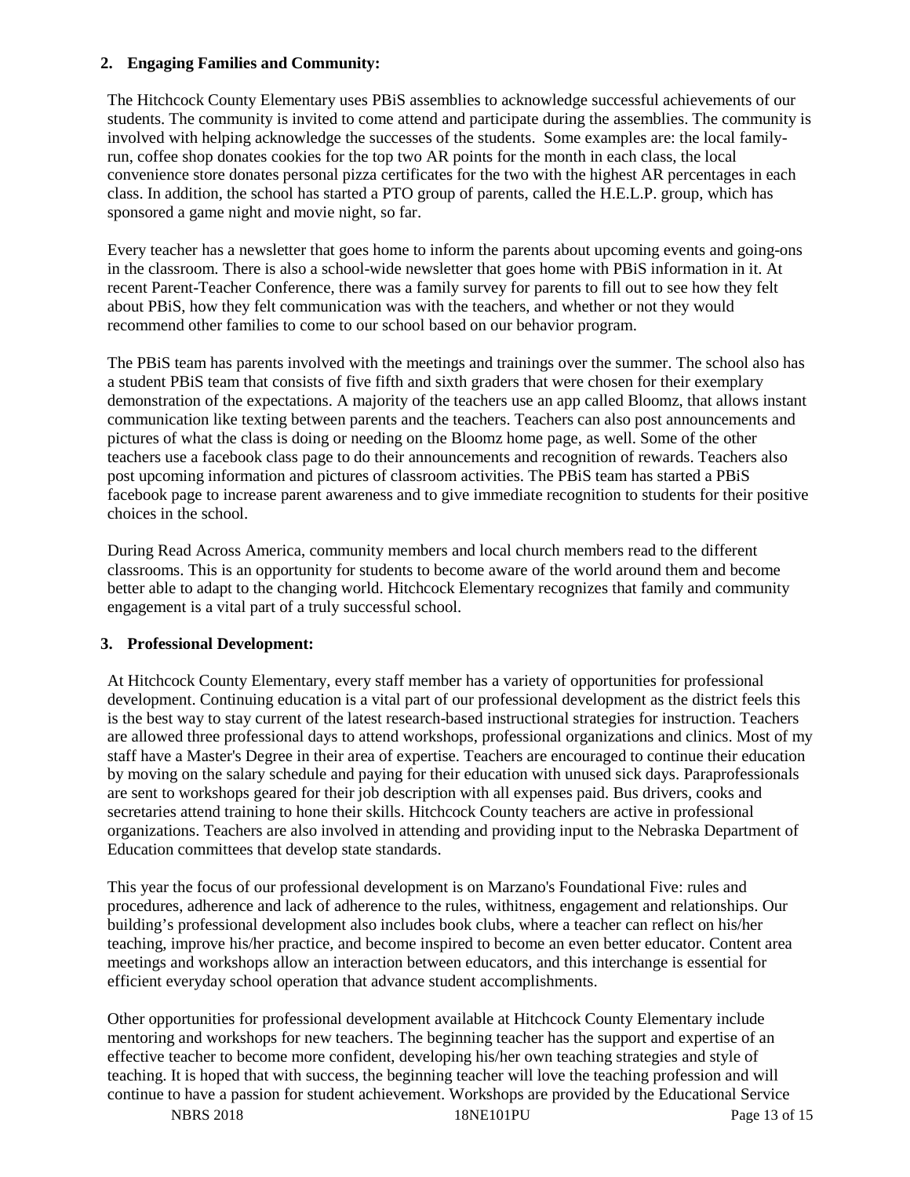**2. Engaging Families and Community:**

The Hitchcock County Elementary uses PBiS assemblies to acknowledge successful achievements of our students. The community is invited to come attend and participate during the assemblies. The community is involved with helping acknowledge the successes of the students. Some examples are: the local family-run, coffee shop donates cookies for the top two AR points for the month in each class, the local convenience store donates personal pizza certificates for the two with the highest AR percentages in each class. In addition, the school has started a PTO group of parents, called the H.E.L.P. group, which has sponsored a game night and movie night, so far.

Every teacher has a newsletter that goes home to inform the parents about upcoming events and going-ons in the classroom. There is also a school-wide newsletter that goes home with PBiS information in it. At recent Parent-Teacher Conference, there was a family survey for parents to fill out to see how they felt about PBiS, how they felt communication was with the teachers, and whether or not they would recommend other families to come to our school based on our behavior program.

The PBiS team has parents involved with the meetings and trainings over the summer. The school also has a student PBiS team that consists of five fifth and sixth graders that were chosen for their exemplary demonstration of the expectations. A majority of the teachers use an app called Bloomz, that allows instant communication like texting between parents and the teachers. Teachers can also post announcements and pictures of what the class is doing or needing on the Bloomz home page, as well. Some of the other teachers use a facebook class page to do their announcements and recognition of rewards. Teachers also post upcoming information and pictures of classroom activities. The PBiS team has started a PBiS facebook page to increase parent awareness and to give immediate recognition to students for their positive choices in the school.

During Read Across America, community members and local church members read to the different classrooms. This is an opportunity for students to become aware of the world around them and become better able to adapt to the changing world. Hitchcock Elementary recognizes that family and community engagement is a vital part of a truly successful school.

**3. Professional Development:**

At Hitchcock County Elementary, every staff member has a variety of opportunities for professional development. Continuing education is a vital part of our professional development as the district feels this is the best way to stay current of the latest research-based instructional strategies for instruction. Teachers are allowed three professional days to attend workshops, professional organizations and clinics. Most of my staff have a Master's Degree in their area of expertise. Teachers are encouraged to continue their education by moving on the salary schedule and paying for their education with unused sick days. Paraprofessionals are sent to workshops geared for their job description with all expenses paid. Bus drivers, cooks and secretaries attend training to hone their skills. Hitchcock County teachers are active in professional organizations. Teachers are also involved in attending and providing input to the Nebraska Department of Education committees that develop state standards.

This year the focus of our professional development is on Marzano's Foundational Five: rules and procedures, adherence and lack of adherence to the rules, withitness, engagement and relationships. Our building's professional development also includes book clubs, where a teacher can reflect on his/her teaching, improve his/her practice, and become inspired to become an even better educator. Content area meetings and workshops allow an interaction between educators, and this interchange is essential for efficient everyday school operation that advance student accomplishments.

Other opportunities for professional development available at Hitchcock County Elementary include mentoring and workshops for new teachers. The beginning teacher has the support and expertise of an effective teacher to become more confident, developing his/her own teaching strategies and style of teaching. It is hoped that with success, the beginning teacher will love the teaching profession and will continue to have a passion for student achievement. Workshops are provided by the Educational Service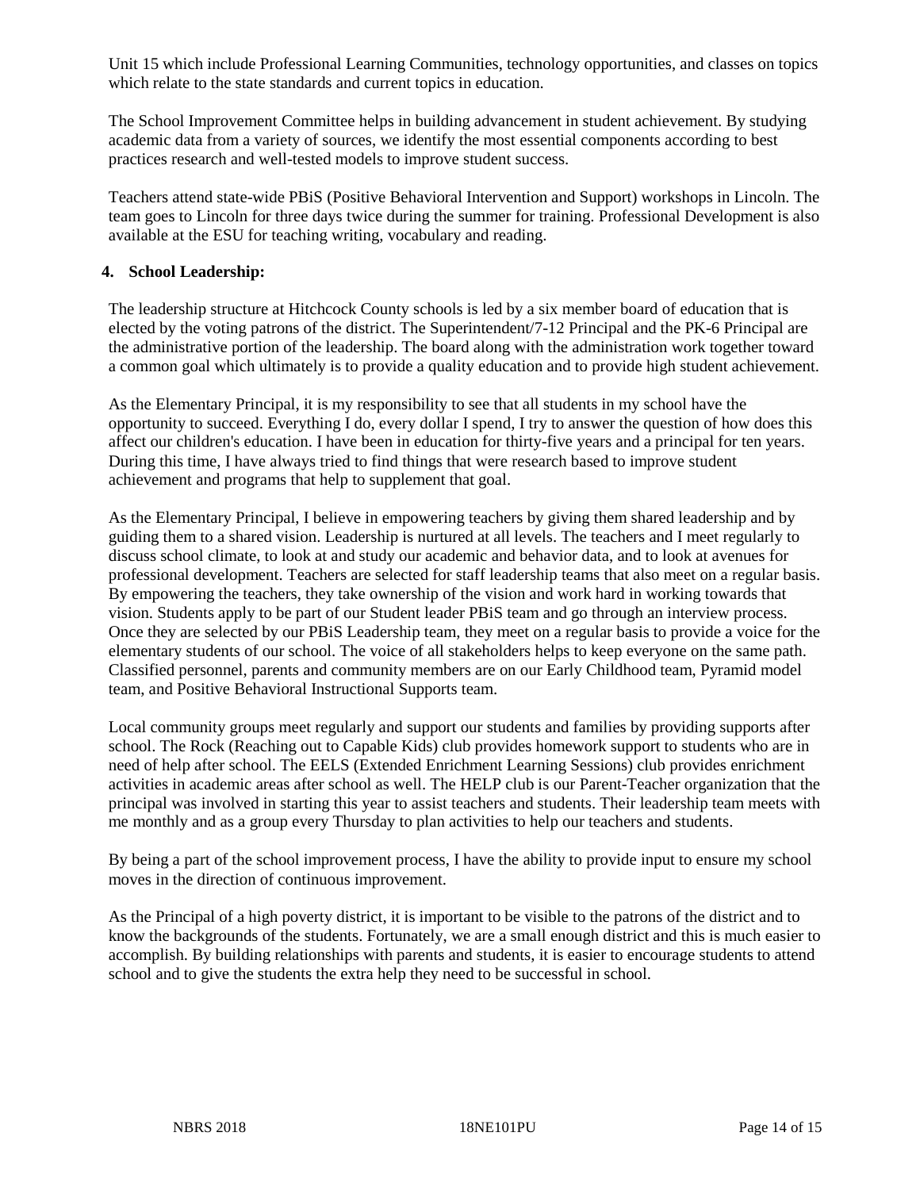Unit 15 which include Professional Learning Communities, technology opportunities, and classes on topics which relate to the state standards and current topics in education.

The School Improvement Committee helps in building advancement in student achievement. By studying academic data from a variety of sources, we identify the most essential components according to best practices research and well-tested models to improve student success.

Teachers attend state-wide PBiS (Positive Behavioral Intervention and Support) workshops in Lincoln. The team goes to Lincoln for three days twice during the summer for training. Professional Development is also available at the ESU for teaching writing, vocabulary and reading.

**4. School Leadership:**

The leadership structure at Hitchcock County schools is led by a six member board of education that is elected by the voting patrons of the district. The Superintendent/7-12 Principal and the PK-6 Principal are the administrative portion of the leadership. The board along with the administration work together toward a common goal which ultimately is to provide a quality education and to provide high student achievement.

As the Elementary Principal, it is my responsibility to see that all students in my school have the opportunity to succeed. Everything I do, every dollar I spend, I try to answer the question of how does this affect our children's education. I have been in education for thirty-five years and a principal for ten years. During this time, I have always tried to find things that were research based to improve student achievement and programs that help to supplement that goal.

As the Elementary Principal, I believe in empowering teachers by giving them shared leadership and by guiding them to a shared vision. Leadership is nurtured at all levels. The teachers and I meet regularly to discuss school climate, to look at and study our academic and behavior data, and to look at avenues for professional development. Teachers are selected for staff leadership teams that also meet on a regular basis. By empowering the teachers, they take ownership of the vision and work hard in working towards that vision. Students apply to be part of our Student leader PBiS team and go through an interview process. Once they are selected by our PBiS Leadership team, they meet on a regular basis to provide a voice for the elementary students of our school. The voice of all stakeholders helps to keep everyone on the same path. Classified personnel, parents and community members are on our Early Childhood team, Pyramid model team, and Positive Behavioral Instructional Supports team.

Local community groups meet regularly and support our students and families by providing supports after school. The Rock (Reaching out to Capable Kids) club provides homework support to students who are in need of help after school. The EELS (Extended Enrichment Learning Sessions) club provides enrichment activities in academic areas after school as well. The HELP club is our Parent-Teacher organization that the principal was involved in starting this year to assist teachers and students. Their leadership team meets with me monthly and as a group every Thursday to plan activities to help our teachers and students.

By being a part of the school improvement process, I have the ability to provide input to ensure my school moves in the direction of continuous improvement.

As the Principal of a high poverty district, it is important to be visible to the patrons of the district and to know the backgrounds of the students. Fortunately, we are a small enough district and this is much easier to accomplish. By building relationships with parents and students, it is easier to encourage students to attend school and to give the students the extra help they need to be successful in school.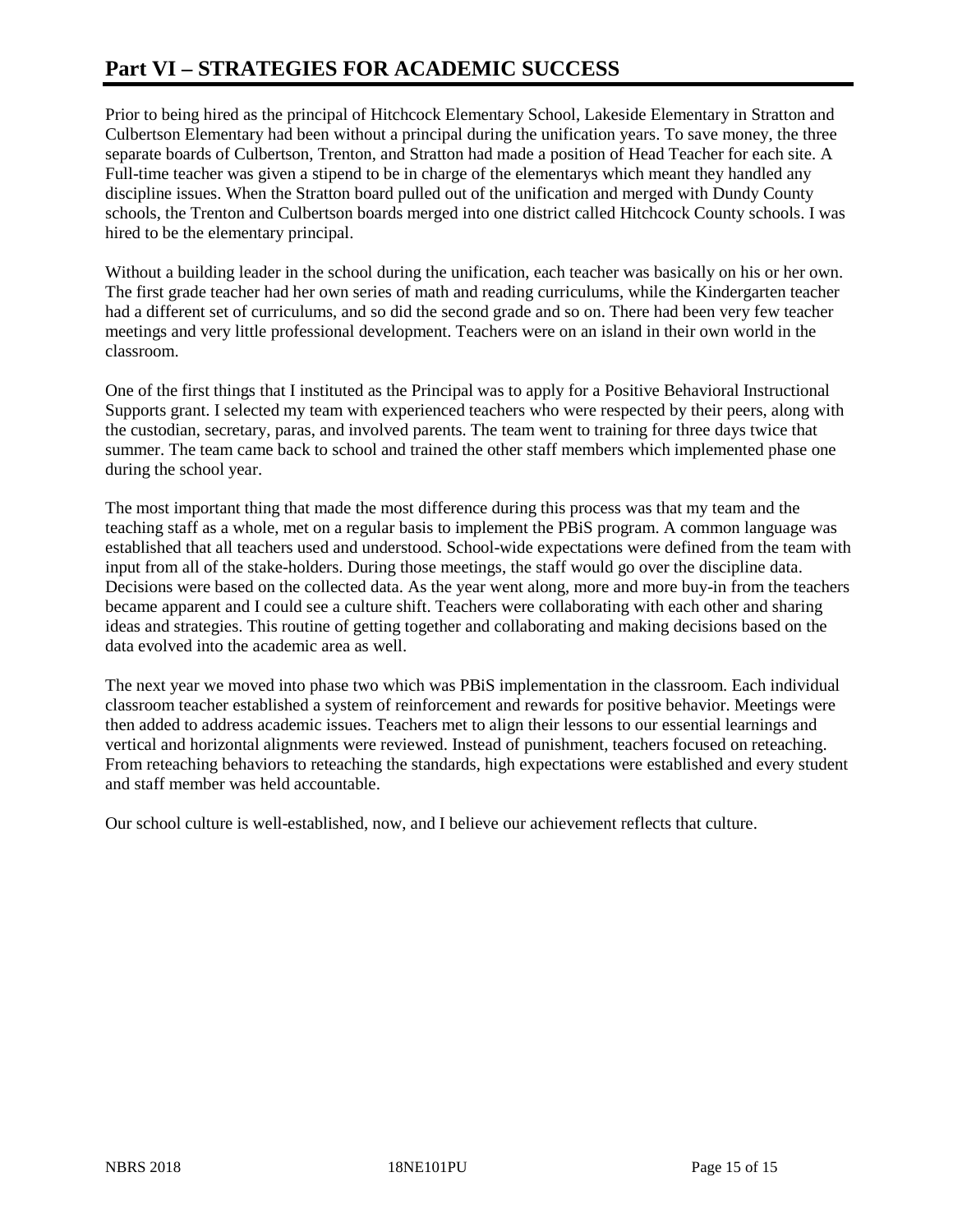# Part VI – STRATEGIES FOR ACADEMIC SUCCESS

Prior to being hired as the principal of Hitchcock Elementary School, Lakeside Elementary in Stratton and Culbertson Elementary had been without a principal during the unification years. To save money, the three separate boards of Culbertson, Trenton, and Stratton had made a position of Head Teacher for each site. A Full-time teacher was given a stipend to be in charge of the elementarys which meant they handled any discipline issues. When the Stratton board pulled out of the unification and merged with Dundy County schools, the Trenton and Culbertson boards merged into one district called Hitchcock County schools. I was hired to be the elementary principal.

Without a building leader in the school during the unification, each teacher was basically on his or her own. The first grade teacher had her own series of math and reading curriculums, while the Kindergarten teacher had a different set of curriculums, and so did the second grade and so on. There had been very few teacher meetings and very little professional development. Teachers were on an island in their own world in the classroom.

One of the first things that I instituted as the Principal was to apply for a Positive Behavioral Instructional Supports grant. I selected my team with experienced teachers who were respected by their peers, along with the custodian, secretary, paras, and involved parents. The team went to training for three days twice that summer. The team came back to school and trained the other staff members which implemented phase one during the school year.

The most important thing that made the most difference during this process was that my team and the teaching staff as a whole, met on a regular basis to implement the PBiS program. A common language was established that all teachers used and understood. School-wide expectations were defined from the team with input from all of the stake-holders. During those meetings, the staff would go over the discipline data. Decisions were based on the collected data. As the year went along, more and more buy-in from the teachers became apparent and I could see a culture shift. Teachers were collaborating with each other and sharing ideas and strategies. This routine of getting together and collaborating and making decisions based on the data evolved into the academic area as well.

The next year we moved into phase two which was PBiS implementation in the classroom. Each individual classroom teacher established a system of reinforcement and rewards for positive behavior. Meetings were then added to address academic issues. Teachers met to align their lessons to our essential learnings and vertical and horizontal alignments were reviewed. Instead of punishment, teachers focused on reteaching. From reteaching behaviors to reteaching the standards, high expectations were established and every student and staff member was held accountable.

Our school culture is well-established, now, and I believe our achievement reflects that culture.